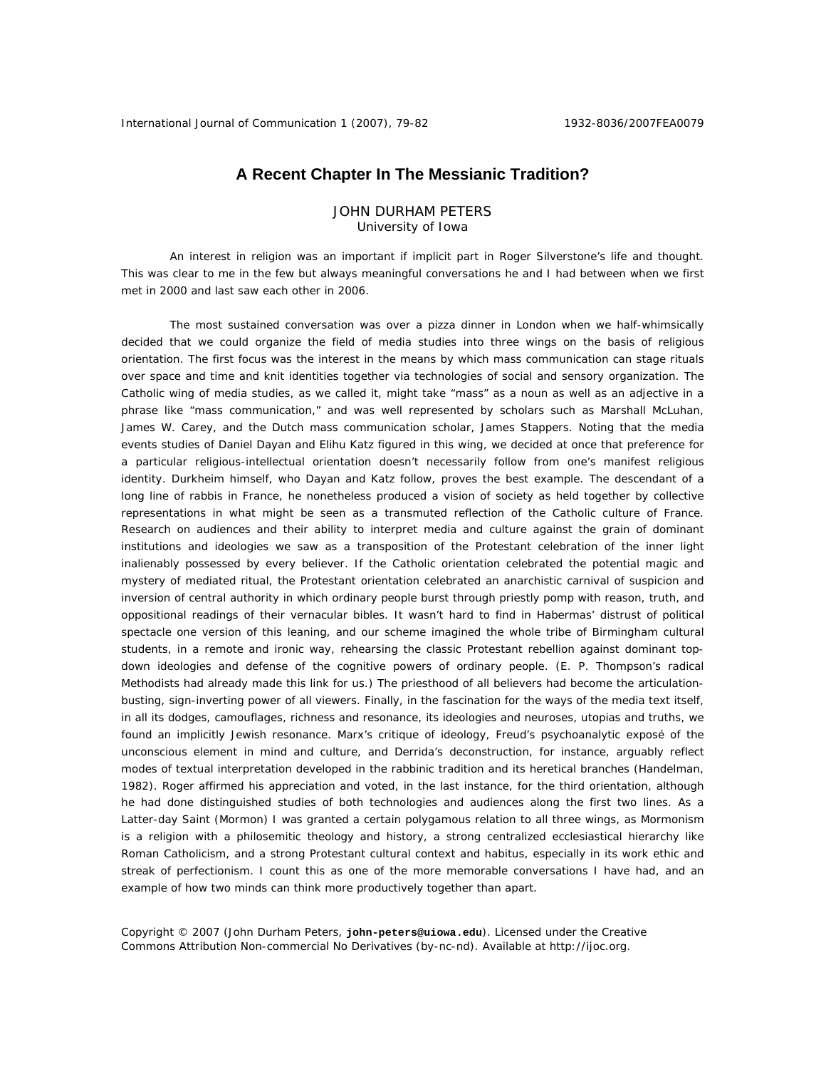# A Recent Chapter In The Messianic Tradition?

JOHN DURHAM PETERS
University of Iowa

An interest in religion was an important if implicit part in Roger Silverstone's life and thought. This was clear to me in the few but always meaningful conversations he and I had between when we first met in 2000 and last saw each other in 2006.

The most sustained conversation was over a pizza dinner in London when we half-whimsically decided that we could organize the field of media studies into three wings on the basis of religious orientation. The first focus was the interest in the means by which mass communication can stage rituals over space and time and knit identities together via technologies of social and sensory organization. The Catholic wing of media studies, as we called it, might take "mass" as a noun as well as an adjective in a phrase like "mass communication," and was well represented by scholars such as Marshall McLuhan, James W. Carey, and the Dutch mass communication scholar, James Stappers. Noting that the media events studies of Daniel Dayan and Elihu Katz figured in this wing, we decided at once that preference for a particular religious-intellectual orientation doesn't necessarily follow from one's manifest religious identity. Durkheim himself, who Dayan and Katz follow, proves the best example. The descendant of a long line of rabbis in France, he nonetheless produced a vision of society as held together by collective representations in what might be seen as a transmuted reflection of the Catholic culture of France. Research on audiences and their ability to interpret media and culture against the grain of dominant institutions and ideologies we saw as a transposition of the Protestant celebration of the inner light inalienably possessed by every believer. If the Catholic orientation celebrated the potential magic and mystery of mediated ritual, the Protestant orientation celebrated an anarchistic carnival of suspicion and inversion of central authority in which ordinary people burst through priestly pomp with reason, truth, and oppositional readings of their vernacular bibles. It wasn't hard to find in Habermas' distrust of political spectacle one version of this leaning, and our scheme imagined the whole tribe of Birmingham cultural students, in a remote and ironic way, rehearsing the classic Protestant rebellion against dominant top-down ideologies and defense of the cognitive powers of ordinary people. (E. P. Thompson's radical Methodists had already made this link for us.) The priesthood of all believers had become the articulation-busting, sign-inverting power of all viewers. Finally, in the fascination for the ways of the media text itself, in all its dodges, camouflages, richness and resonance, its ideologies and neuroses, utopias and truths, we found an implicitly Jewish resonance. Marx's critique of ideology, Freud's psychoanalytic exposé of the unconscious element in mind and culture, and Derrida's deconstruction, for instance, arguably reflect modes of textual interpretation developed in the rabbinic tradition and its heretical branches (Handelman, 1982). Roger affirmed his appreciation and voted, in the last instance, for the third orientation, although he had done distinguished studies of both technologies and audiences along the first two lines. As a Latter-day Saint (Mormon) I was granted a certain polygamous relation to all three wings, as Mormonism is a religion with a philosemitic theology and history, a strong centralized ecclesiastical hierarchy like Roman Catholicism, and a strong Protestant cultural context and habitus, especially in its work ethic and streak of perfectionism. I count this as one of the more memorable conversations I have had, and an example of how two minds can think more productively together than apart.

Copyright © 2007 (John Durham Peters, **john-peters@uiowa.edu**). Licensed under the Creative Commons Attribution Non-commercial No Derivatives (by-nc-nd). Available at http://ijoc.org.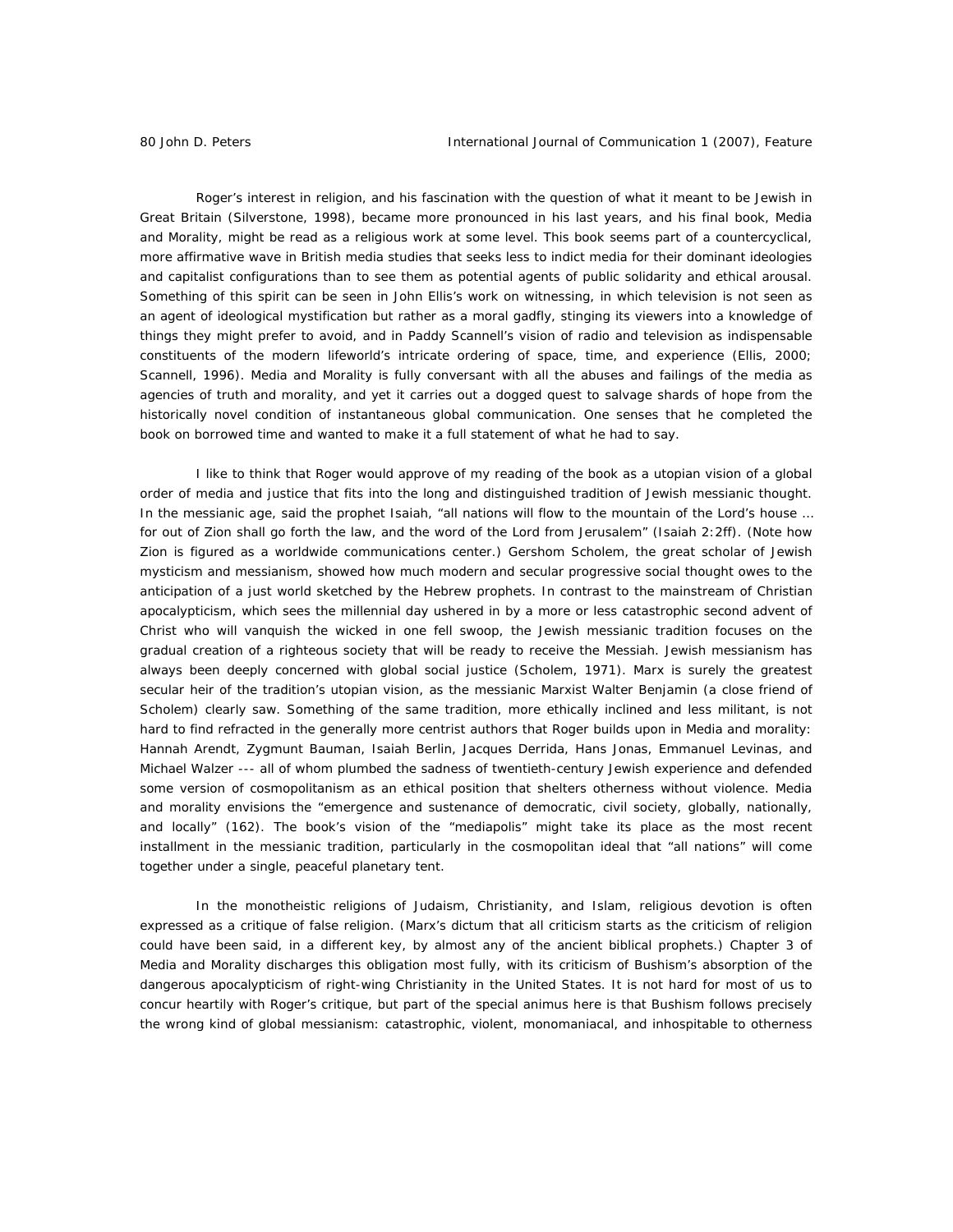Roger's interest in religion, and his fascination with the question of what it meant to be Jewish in Great Britain (Silverstone, 1998), became more pronounced in his last years, and his final book, *Media and Morality*, might be read as a religious work at some level. This book seems part of a countercyclical, more affirmative wave in British media studies that seeks less to indict media for their dominant ideologies and capitalist configurations than to see them as potential agents of public solidarity and ethical arousal. Something of this spirit can be seen in John Ellis's work on witnessing, in which television is not seen as an agent of ideological mystification but rather as a moral gadfly, stinging its viewers into a knowledge of things they might prefer to avoid, and in Paddy Scannell's vision of radio and television as indispensable constituents of the modern lifeworld's intricate ordering of space, time, and experience (Ellis, 2000; Scannell, 1996). *Media and Morality* is fully conversant with all the abuses and failings of the media as agencies of truth and morality, and yet it carries out a dogged quest to salvage shards of hope from the historically novel condition of instantaneous global communication. One senses that he completed the book on borrowed time and wanted to make it a full statement of what he had to say.

I like to think that Roger would approve of my reading of the book as a utopian vision of a global order of media and justice that fits into the long and distinguished tradition of Jewish messianic thought. In the messianic age, said the prophet Isaiah, "all nations will flow to the mountain of the Lord's house … for out of Zion shall go forth the law, and the word of the Lord from Jerusalem" (Isaiah 2:2ff). (Note how Zion is figured as a worldwide communications center.) Gershom Scholem, the great scholar of Jewish mysticism and messianism, showed how much modern and secular progressive social thought owes to the anticipation of a just world sketched by the Hebrew prophets. In contrast to the mainstream of Christian apocalypticism, which sees the millennial day ushered in by a more or less catastrophic second advent of Christ who will vanquish the wicked in one fell swoop, the Jewish messianic tradition focuses on the gradual creation of a righteous society that will be ready to receive the Messiah. Jewish messianism has always been deeply concerned with global social justice (Scholem, 1971). Marx is surely the greatest secular heir of the tradition's utopian vision, as the messianic Marxist Walter Benjamin (a close friend of Scholem) clearly saw. Something of the same tradition, more ethically inclined and less militant, is not hard to find refracted in the generally more centrist authors that Roger builds upon in *Media and morality*: Hannah Arendt, Zygmunt Bauman, Isaiah Berlin, Jacques Derrida, Hans Jonas, Emmanuel Levinas, and Michael Walzer --- all of whom plumbed the sadness of twentieth-century Jewish experience and defended some version of cosmopolitanism as an ethical position that shelters otherness without violence. *Media and morality* envisions the "emergence and sustenance of democratic, civil society, globally, nationally, and locally" (162). The book's vision of the "mediapolis" might take its place as the most recent installment in the messianic tradition, particularly in the cosmopolitan ideal that "all nations" will come together under a single, peaceful planetary tent.

In the monotheistic religions of Judaism, Christianity, and Islam, religious devotion is often expressed as a critique of false religion. (Marx's dictum that all criticism starts as the criticism of religion could have been said, in a different key, by almost any of the ancient biblical prophets.) Chapter 3 of *Media and Morality* discharges this obligation most fully, with its criticism of Bushism's absorption of the dangerous apocalypticism of right-wing Christianity in the United States. It is not hard for most of us to concur heartily with Roger's critique, but part of the special animus here is that Bushism follows precisely the wrong kind of global messianism: catastrophic, violent, monomaniacal, and inhospitable to otherness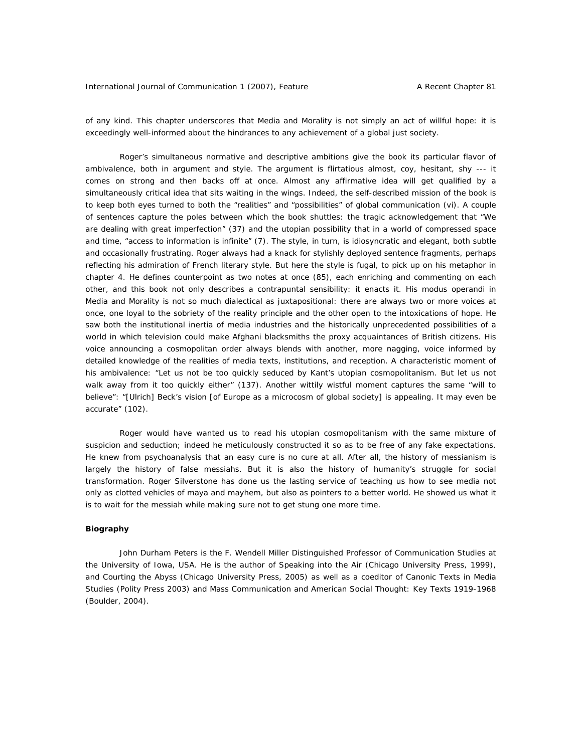of any kind. This chapter underscores that Media and Morality is not simply an act of willful hope: it is exceedingly well-informed about the hindrances to any achievement of a global just society.

Roger's simultaneous normative and descriptive ambitions give the book its particular flavor of ambivalence, both in argument and style. The argument is flirtatious almost, coy, hesitant, shy --- it comes on strong and then backs off at once. Almost any affirmative idea will get qualified by a simultaneously critical idea that sits waiting in the wings. Indeed, the self-described mission of the book is to keep both eyes turned to both the "realities" and "possibilities" of global communication (vi). A couple of sentences capture the poles between which the book shuttles: the tragic acknowledgement that "We are dealing with great imperfection" (37) and the utopian possibility that in a world of compressed space and time, "access to information is infinite" (7). The style, in turn, is idiosyncratic and elegant, both subtle and occasionally frustrating. Roger always had a knack for stylishly deployed sentence fragments, perhaps reflecting his admiration of French literary style. But here the style is fugal, to pick up on his metaphor in chapter 4. He defines counterpoint as two notes at once (85), each enriching and commenting on each other, and this book not only describes a contrapuntal sensibility: it enacts it. His modus operandi in Media and Morality is not so much dialectical as juxtapositional: there are always two or more voices at once, one loyal to the sobriety of the reality principle and the other open to the intoxications of hope. He saw both the institutional inertia of media industries and the historically unprecedented possibilities of a world in which television could make Afghani blacksmiths the proxy acquaintances of British citizens. His voice announcing a cosmopolitan order always blends with another, more nagging, voice informed by detailed knowledge of the realities of media texts, institutions, and reception. A characteristic moment of his ambivalence: "Let us not be too quickly seduced by Kant's utopian cosmopolitanism. But let us not walk away from it too quickly either" (137). Another wittily wistful moment captures the same "will to believe": "[Ulrich] Beck's vision [of Europe as a microcosm of global society] is appealing. It may even be accurate" (102).

Roger would have wanted us to read his utopian cosmopolitanism with the same mixture of suspicion and seduction; indeed he meticulously constructed it so as to be free of any fake expectations. He knew from psychoanalysis that an easy cure is no cure at all. After all, the history of messianism is largely the history of false messiahs. But it is also the history of humanity's struggle for social transformation. Roger Silverstone has done us the lasting service of teaching us how to see media not only as clotted vehicles of maya and mayhem, but also as pointers to a better world. He showed us what it is to wait for the messiah while making sure not to get stung one more time.

**Biography**

John Durham Peters is the F. Wendell Miller Distinguished Professor of Communication Studies at the University of Iowa, USA. He is the author of Speaking into the Air (Chicago University Press, 1999), and Courting the Abyss (Chicago University Press, 2005) as well as a coeditor of Canonic Texts in Media Studies (Polity Press 2003) and Mass Communication and American Social Thought: Key Texts 1919-1968 (Boulder, 2004).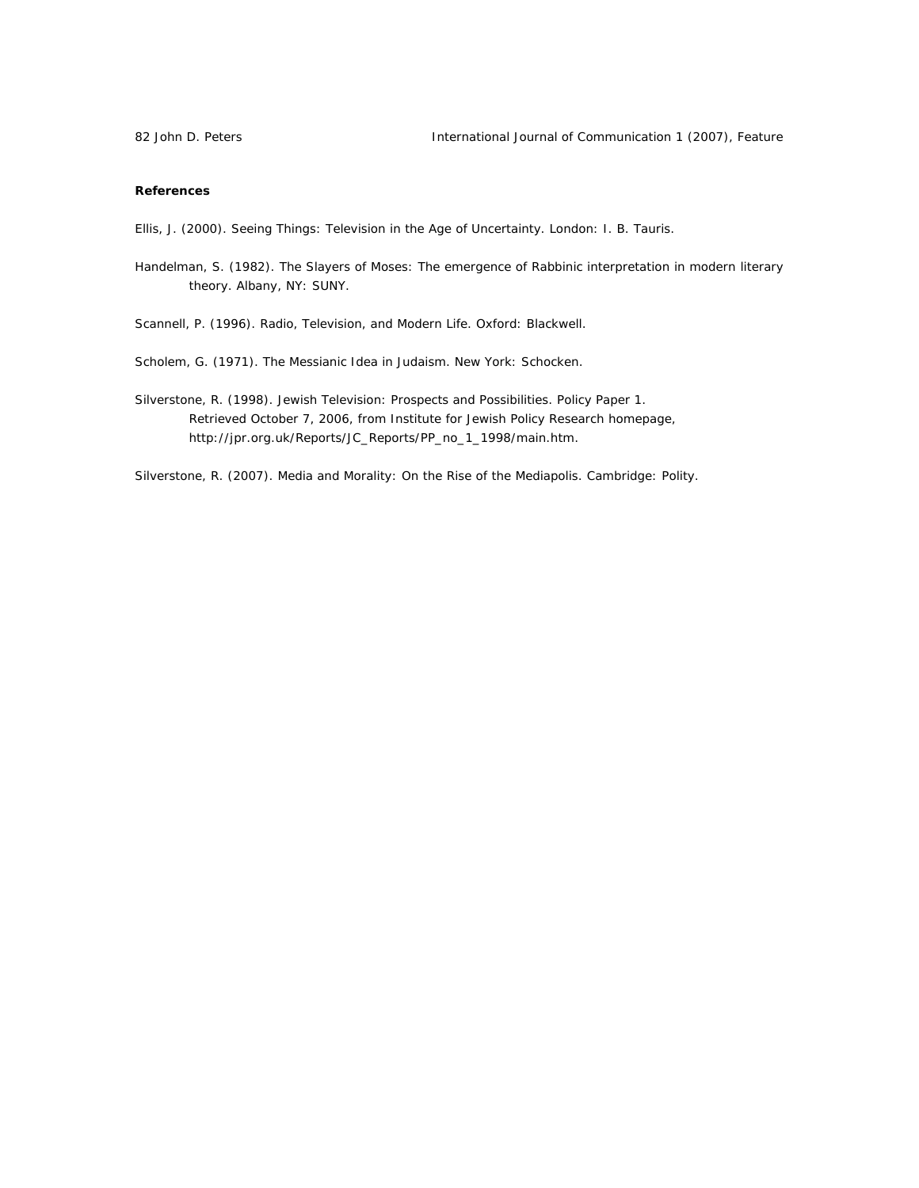**References**

Ellis, J. (2000). Seeing Things: Television in the Age of Uncertainty. London: I. B. Tauris.

Handelman, S. (1982). The Slayers of Moses: The emergence of Rabbinic interpretation in modern literary theory. Albany, NY: SUNY.

Scannell, P. (1996). Radio, Television, and Modern Life. Oxford: Blackwell.

Scholem, G. (1971). The Messianic Idea in Judaism. New York: Schocken.

Silverstone, R. (1998). Jewish Television: Prospects and Possibilities. Policy Paper 1. Retrieved October 7, 2006, from Institute for Jewish Policy Research homepage, http://jpr.org.uk/Reports/JC_Reports/PP_no_1_1998/main.htm.

Silverstone, R. (2007). Media and Morality: On the Rise of the Mediapolis. Cambridge: Polity.